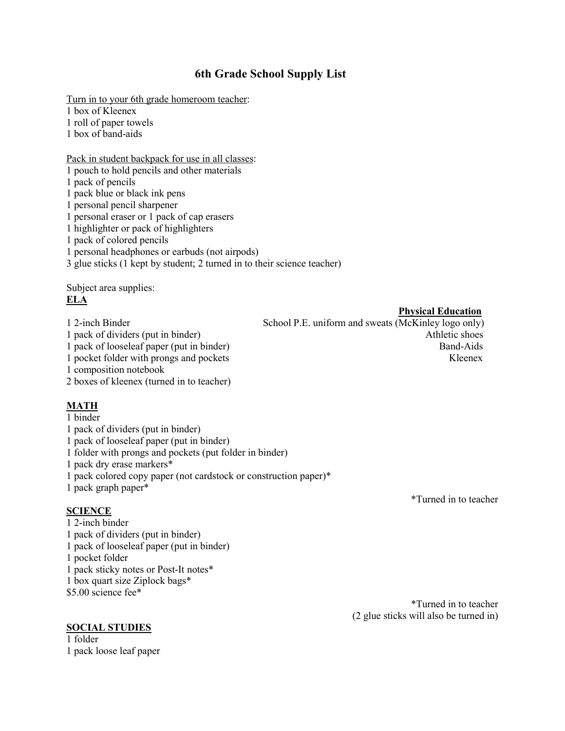# 6th Grade School Supply List

Turn in to your 6th grade homeroom teacher:
1 box of Kleenex
1 roll of paper towels
1 box of band-aids

Pack in student backpack for use in all classes:
1 pouch to hold pencils and other materials
1 pack of pencils
1 pack blue or black ink pens
1 personal pencil sharpener
1 personal eraser or 1 pack of cap erasers
1 highlighter or pack of highlighters
1 pack of colored pencils
1 personal headphones or earbuds (not airpods)
3 glue sticks (1 kept by student; 2 turned in to their science teacher)

Subject area supplies:

**ELA**

1 2-inch Binder
1 pack of dividers (put in binder)
1 pack of looseleaf paper (put in binder)
1 pocket folder with prongs and pockets
1 composition notebook
2 boxes of kleenex (turned in to teacher)

**Physical Education**

School P.E. uniform and sweats (McKinley logo only)
Athletic shoes
Band-Aids
Kleenex

**MATH**

1 binder
1 pack of dividers (put in binder)
1 pack of looseleaf paper (put in binder)
1 folder with prongs and pockets (put folder in binder)
1 pack dry erase markers*
1 pack colored copy paper (not cardstock or construction paper)*
1 pack graph paper*

*Turned in to teacher

**SCIENCE**

1 2-inch binder
1 pack of dividers (put in binder)
1 pack of looseleaf paper (put in binder)
1 pocket folder
1 pack sticky notes or Post-It notes*
1 box quart size Ziplock bags*
$5.00 science fee*

*Turned in to teacher
(2 glue sticks will also be turned in)

**SOCIAL STUDIES**

1 folder
1 pack loose leaf paper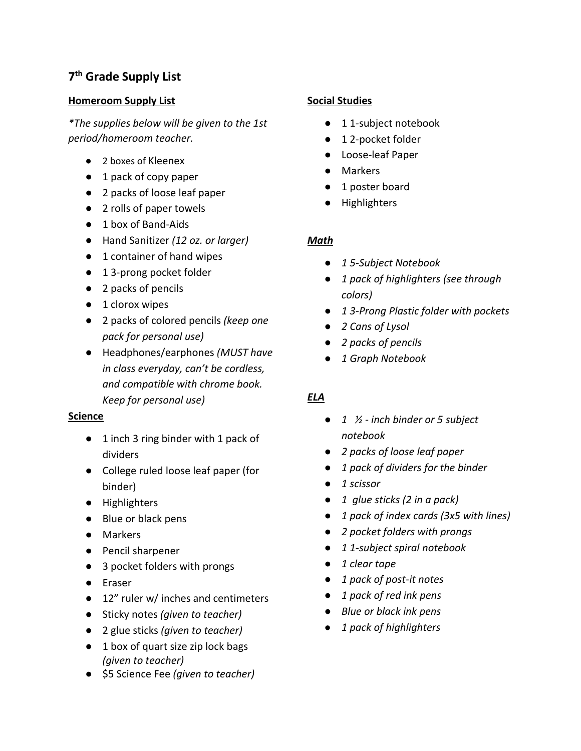# 7th Grade Supply List

## **<u>Homeroom Supply List</u>**

*\*The supplies below will be given to the 1st period/homeroom teacher.*

- 2 boxes of Kleenex
- 1 pack of copy paper
- 2 packs of loose leaf paper
- 2 rolls of paper towels
- 1 box of Band-Aids
- Hand Sanitizer *(12 oz. or larger)*
- 1 container of hand wipes
- 1 3-prong pocket folder
- 2 packs of pencils
- 1 clorox wipes
- 2 packs of colored pencils *(keep one pack for personal use)*
- Headphones/earphones *(MUST have in class everyday, can't be cordless, and compatible with chrome book. Keep for personal use)*

## **<u>Science</u>**

- 1 inch 3 ring binder with 1 pack of dividers
- College ruled loose leaf paper (for binder)
- Highlighters
- Blue or black pens
- Markers
- Pencil sharpener
- 3 pocket folders with prongs
- Eraser
- 12" ruler w/ inches and centimeters
- Sticky notes *(given to teacher)*
- 2 glue sticks *(given to teacher)*
- 1 box of quart size zip lock bags *(given to teacher)*
- $5 Science Fee *(given to teacher)*

## **<u>Social Studies</u>**

- 1 1-subject notebook
- 1 2-pocket folder
- Loose-leaf Paper
- Markers
- 1 poster board
- Highlighters

## ***<u>Math</u>***

- *1 5-Subject Notebook*
- *1 pack of highlighters (see through colors)*
- *1 3-Prong Plastic folder with pockets*
- *2 Cans of Lysol*
- *2 packs of pencils*
- *1 Graph Notebook*

## ***<u>ELA</u>***

- *1 ½ - inch binder or 5 subject notebook*
- *2 packs of loose leaf paper*
- *1 pack of dividers for the binder*
- *1 scissor*
- *1 glue sticks (2 in a pack)*
- *1 pack of index cards (3x5 with lines)*
- *2 pocket folders with prongs*
- *1 1-subject spiral notebook*
- *1 clear tape*
- *1 pack of post-it notes*
- *1 pack of red ink pens*
- *Blue or black ink pens*
- *1 pack of highlighters*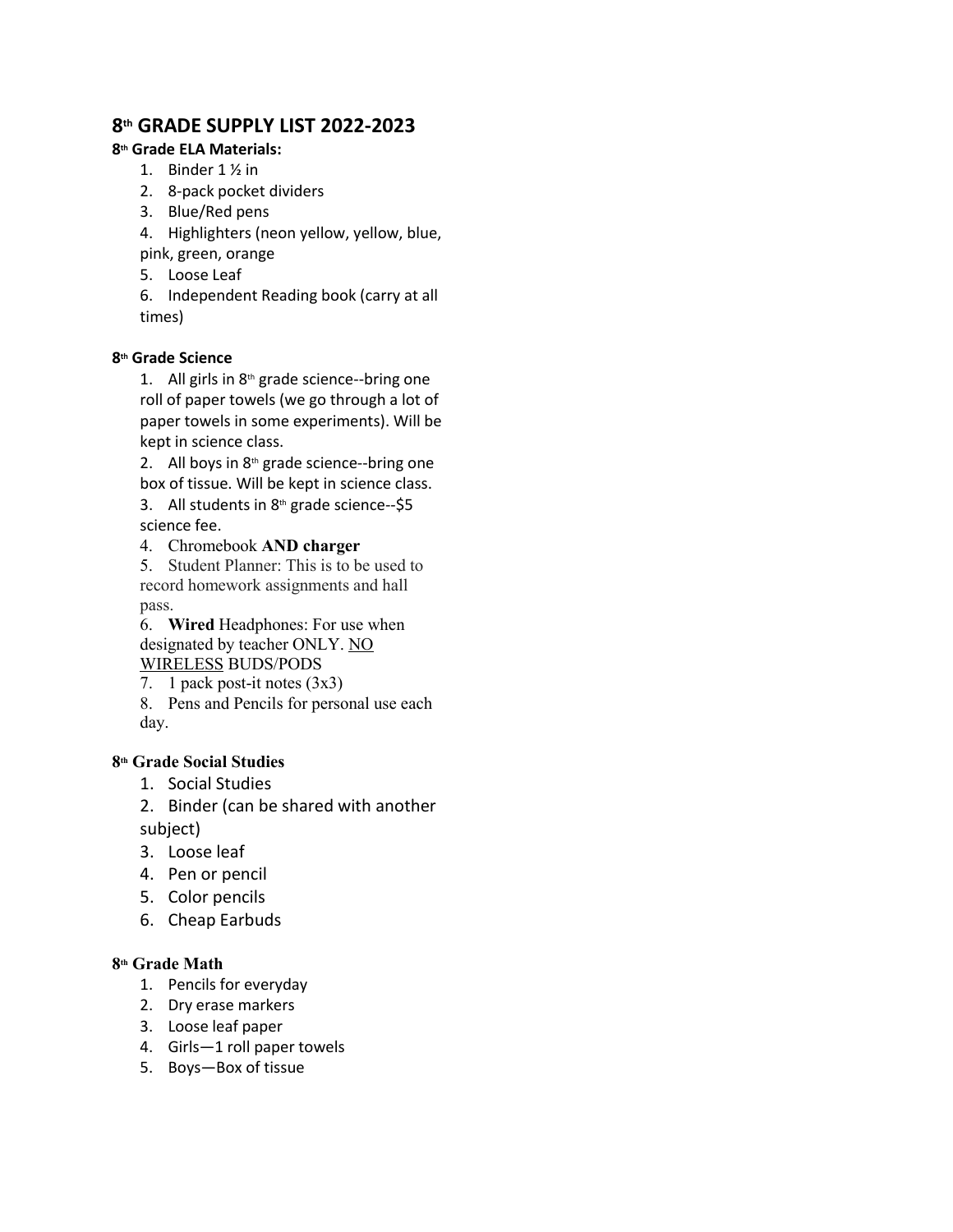# 8th GRADE SUPPLY LIST 2022-2023

## 8th Grade ELA Materials:

1. Binder 1 ½ in
2. 8-pack pocket dividers
3. Blue/Red pens
4. Highlighters (neon yellow, yellow, blue, pink, green, orange
5. Loose Leaf
6. Independent Reading book (carry at all times)

## 8th Grade Science

1. All girls in 8th grade science--bring one roll of paper towels (we go through a lot of paper towels in some experiments). Will be kept in science class.
2. All boys in 8th grade science--bring one box of tissue. Will be kept in science class.
3. All students in 8th grade science--$5 science fee.
4. Chromebook **AND charger**
5. Student Planner: This is to be used to record homework assignments and hall pass.
6. **Wired** Headphones: For use when designated by teacher ONLY. <u>NO WIRELESS</u> BUDS/PODS
7. 1 pack post-it notes (3x3)
8. Pens and Pencils for personal use each day.

## 8th Grade Social Studies

1. Social Studies
2. Binder (can be shared with another subject)
3. Loose leaf
4. Pen or pencil
5. Color pencils
6. Cheap Earbuds

## 8th Grade Math

1. Pencils for everyday
2. Dry erase markers
3. Loose leaf paper
4. Girls—1 roll paper towels
5. Boys—Box of tissue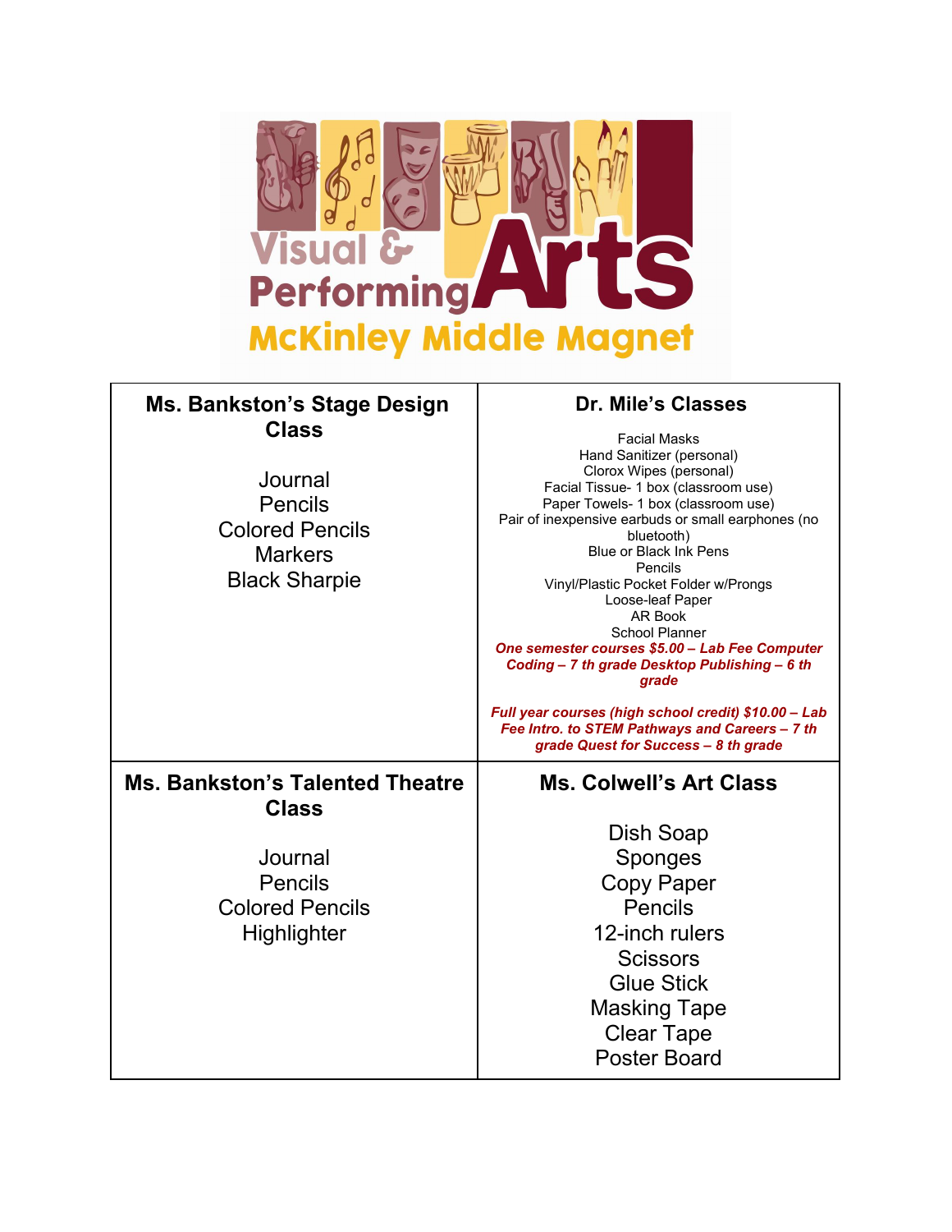Visual & Performing Arts
McKinley Middle Magnet

| Ms. Bankston's Stage Design Class | Dr. Mile's Classes |
|---|---|
| Journal<br>Pencils<br>Colored Pencils<br>Markers<br>Black Sharpie | Facial Masks<br>Hand Sanitizer (personal)<br>Clorox Wipes (personal)<br>Facial Tissue- 1 box (classroom use)<br>Paper Towels- 1 box (classroom use)<br>Pair of inexpensive earbuds or small earphones (no bluetooth)<br>Blue or Black Ink Pens<br>Pencils<br>Vinyl/Plastic Pocket Folder w/Prongs<br>Loose-leaf Paper<br>AR Book<br>School Planner<br>***One semester courses $5.00 – Lab Fee Computer Coding – 7 th grade Desktop Publishing – 6 th grade***<br><br>***Full year courses (high school credit) $10.00 – Lab Fee Intro. to STEM Pathways and Careers – 7 th grade Quest for Success – 8 th grade*** |
| **Ms. Bankston's Talented Theatre Class** | **Ms. Colwell's Art Class** |
| Journal<br>Pencils<br>Colored Pencils<br>Highlighter | Dish Soap<br>Sponges<br>Copy Paper<br>Pencils<br>12-inch rulers<br>Scissors<br>Glue Stick<br>Masking Tape<br>Clear Tape<br>Poster Board |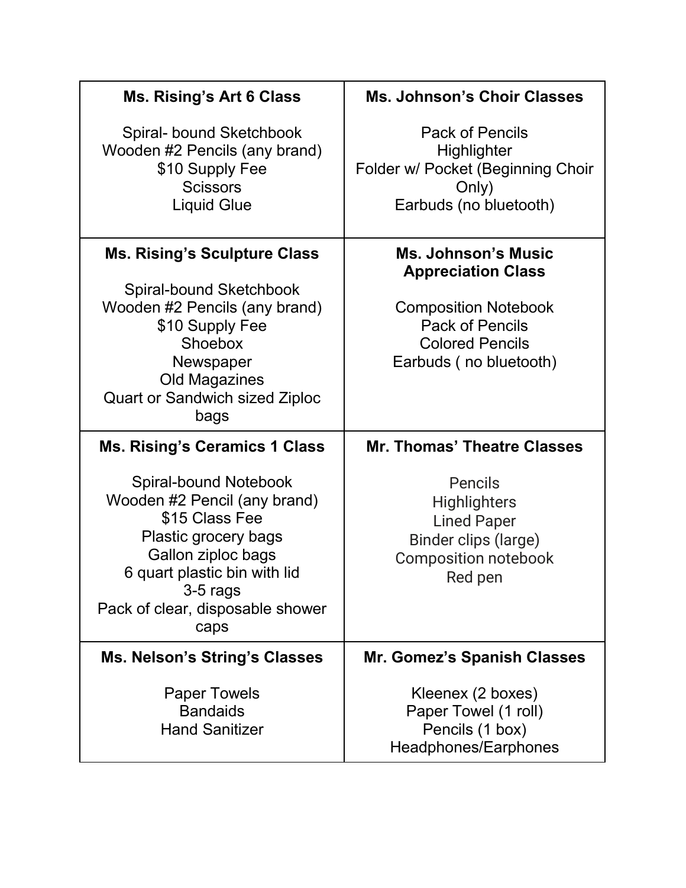| **Ms. Rising's Art 6 Class**<br><br>Spiral- bound Sketchbook<br>Wooden #2 Pencils (any brand)<br>$10 Supply Fee<br>Scissors<br>Liquid Glue | **Ms. Johnson's Choir Classes**<br><br>Pack of Pencils<br>Highlighter<br>Folder w/ Pocket (Beginning Choir Only)<br>Earbuds (no bluetooth) |
|---|---|
| **Ms. Rising's Sculpture Class**<br><br>Spiral-bound Sketchbook<br>Wooden #2 Pencils (any brand)<br>$10 Supply Fee<br>Shoebox<br>Newspaper<br>Old Magazines<br>Quart or Sandwich sized Ziploc bags | **Ms. Johnson's Music Appreciation Class**<br><br>Composition Notebook<br>Pack of Pencils<br>Colored Pencils<br>Earbuds ( no bluetooth) |
| **Ms. Rising's Ceramics 1 Class**<br><br>Spiral-bound Notebook<br>Wooden #2 Pencil (any brand)<br>$15 Class Fee<br>Plastic grocery bags<br>Gallon ziploc bags<br>6 quart plastic bin with lid<br>3-5 rags<br>Pack of clear, disposable shower caps | **Mr. Thomas' Theatre Classes**<br><br>Pencils<br>Highlighters<br>Lined Paper<br>Binder clips (large)<br>Composition notebook<br>Red pen |
| **Ms. Nelson's String's Classes**<br><br>Paper Towels<br>Bandaids<br>Hand Sanitizer | **Mr. Gomez's Spanish Classes**<br><br>Kleenex (2 boxes)<br>Paper Towel (1 roll)<br>Pencils (1 box)<br>Headphones/Earphones |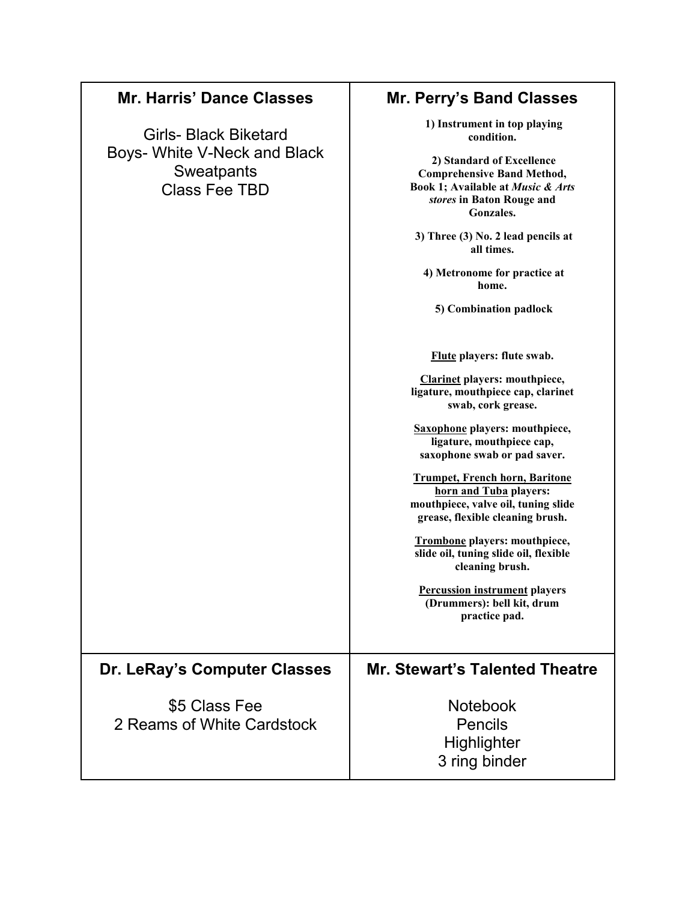| Mr. Harris' Dance Classes | Mr. Perry's Band Classes |
|---|---|
| Girls- Black Biketard<br>Boys- White V-Neck and Black Sweatpants<br>Class Fee TBD | **1) Instrument in top playing condition.**<br><br>**2) Standard of Excellence Comprehensive Band Method, Book 1; Available at *Music & Arts stores* in Baton Rouge and Gonzales.**<br><br>**3) Three (3) No. 2 lead pencils at all times.**<br><br>**4) Metronome for practice at home.**<br><br>**5) Combination padlock**<br><br>**<u>Flute</u> players: flute swab.**<br><br>**<u>Clarinet</u> players: mouthpiece, ligature, mouthpiece cap, clarinet swab, cork grease.**<br><br>**<u>Saxophone</u> players: mouthpiece, ligature, mouthpiece cap, saxophone swab or pad saver.**<br><br>**<u>Trumpet, French horn, Baritone horn and Tuba</u> players: mouthpiece, valve oil, tuning slide grease, flexible cleaning brush.**<br><br>**<u>Trombone</u> players: mouthpiece, slide oil, tuning slide oil, flexible cleaning brush.**<br><br>**<u>Percussion instrument</u> players (Drummers): bell kit, drum practice pad.** |
| **Dr. LeRay's Computer Classes** | **Mr. Stewart's Talented Theatre** |
| $5 Class Fee<br>2 Reams of White Cardstock | Notebook<br>Pencils<br>Highlighter<br>3 ring binder |